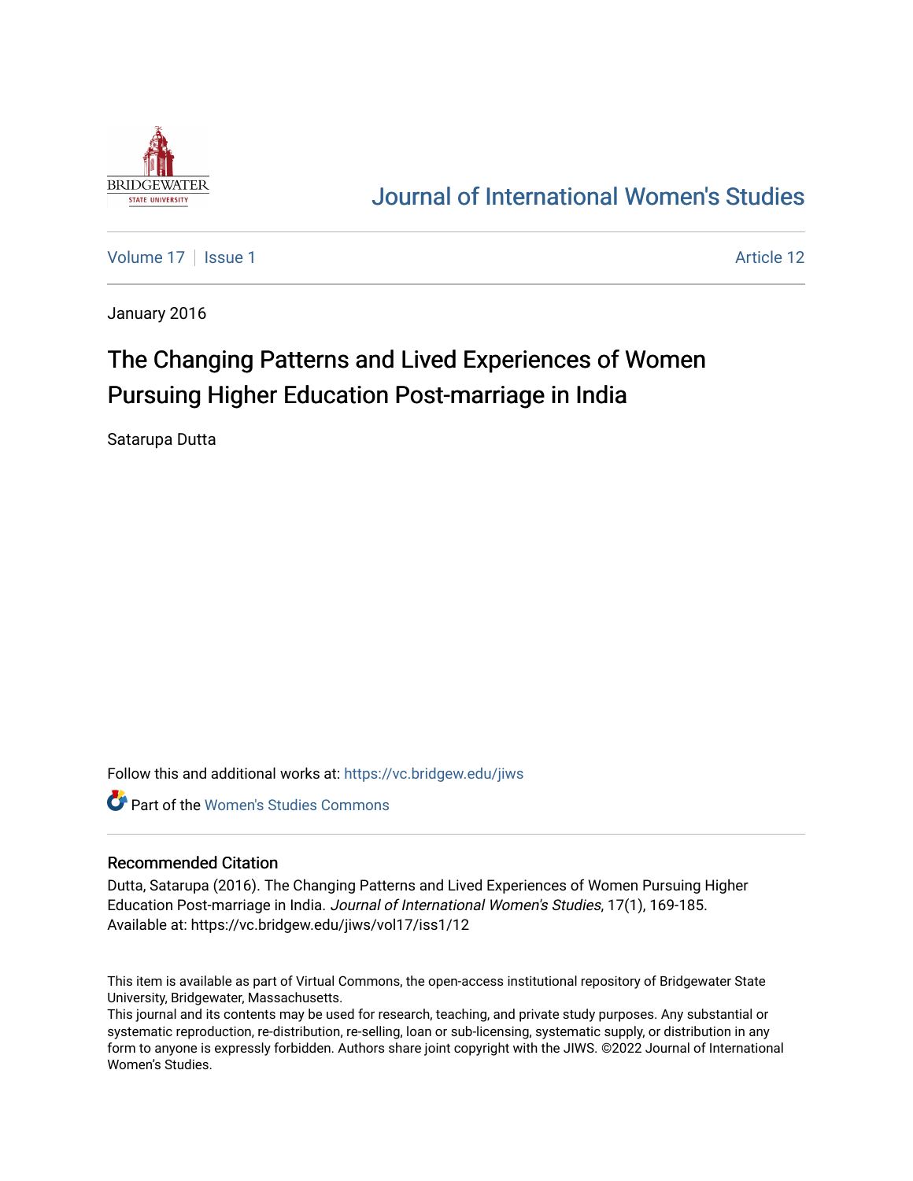# Journal of International Women's Studies

Volume 17 | Issue 1 Article 12

January 2016

# The Changing Patterns and Lived Experiences of Women Pursuing Higher Education Post-marriage in India

Satarupa Dutta

Follow this and additional works at: https://vc.bridgew.edu/jiws

Part of the Women's Studies Commons

## Recommended Citation

Dutta, Satarupa (2016). The Changing Patterns and Lived Experiences of Women Pursuing Higher Education Post-marriage in India. *Journal of International Women's Studies*, 17(1), 169-185.
Available at: https://vc.bridgew.edu/jiws/vol17/iss1/12

This item is available as part of Virtual Commons, the open-access institutional repository of Bridgewater State University, Bridgewater, Massachusetts.
This journal and its contents may be used for research, teaching, and private study purposes. Any substantial or systematic reproduction, re-distribution, re-selling, loan or sub-licensing, systematic supply, or distribution in any form to anyone is expressly forbidden. Authors share joint copyright with the JIWS. ©2022 Journal of International Women's Studies.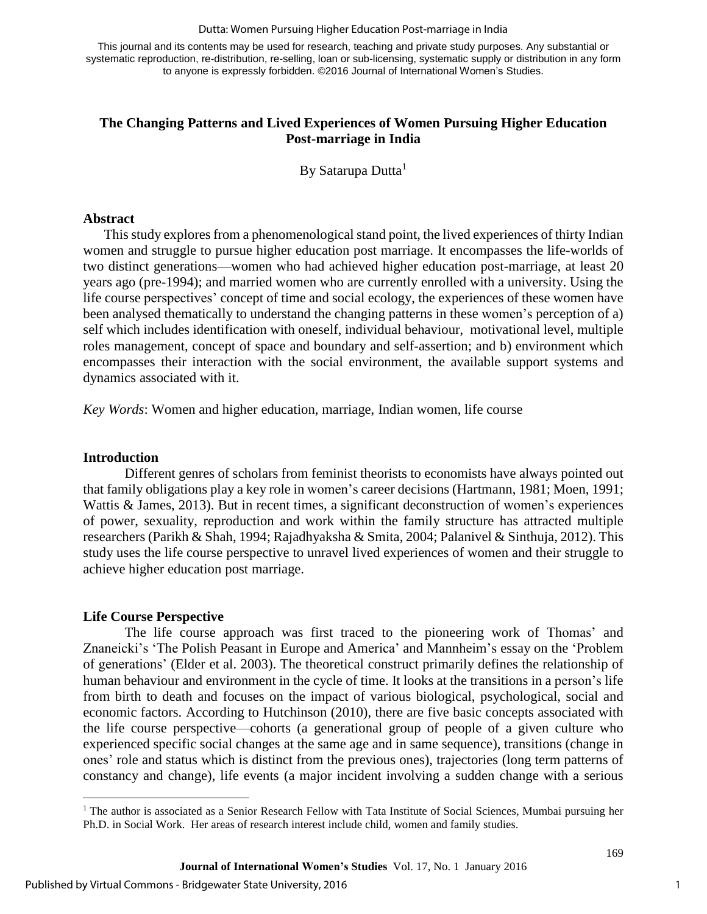# The Changing Patterns and Lived Experiences of Women Pursuing Higher Education Post-marriage in India

By Satarupa Dutta[1]

## Abstract

This study explores from a phenomenological stand point, the lived experiences of thirty Indian women and struggle to pursue higher education post marriage. It encompasses the life-worlds of two distinct generations—women who had achieved higher education post-marriage, at least 20 years ago (pre-1994); and married women who are currently enrolled with a university. Using the life course perspectives' concept of time and social ecology, the experiences of these women have been analysed thematically to understand the changing patterns in these women's perception of a) self which includes identification with oneself, individual behaviour, motivational level, multiple roles management, concept of space and boundary and self-assertion; and b) environment which encompasses their interaction with the social environment, the available support systems and dynamics associated with it.

*Key Words*: Women and higher education, marriage, Indian women, life course

## Introduction

Different genres of scholars from feminist theorists to economists have always pointed out that family obligations play a key role in women's career decisions (Hartmann, 1981; Moen, 1991; Wattis & James, 2013). But in recent times, a significant deconstruction of women's experiences of power, sexuality, reproduction and work within the family structure has attracted multiple researchers (Parikh & Shah, 1994; Rajadhyaksha & Smita, 2004; Palanivel & Sinthuja, 2012). This study uses the life course perspective to unravel lived experiences of women and their struggle to achieve higher education post marriage.

## Life Course Perspective

The life course approach was first traced to the pioneering work of Thomas' and Znaneicki's 'The Polish Peasant in Europe and America' and Mannheim's essay on the 'Problem of generations' (Elder et al. 2003). The theoretical construct primarily defines the relationship of human behaviour and environment in the cycle of time. It looks at the transitions in a person's life from birth to death and focuses on the impact of various biological, psychological, social and economic factors. According to Hutchinson (2010), there are five basic concepts associated with the life course perspective—cohorts (a generational group of people of a given culture who experienced specific social changes at the same age and in same sequence), transitions (change in ones' role and status which is distinct from the previous ones), trajectories (long term patterns of constancy and change), life events (a major incident involving a sudden change with a serious

[1] The author is associated as a Senior Research Fellow with Tata Institute of Social Sciences, Mumbai pursuing her Ph.D. in Social Work. Her areas of research interest include child, women and family studies.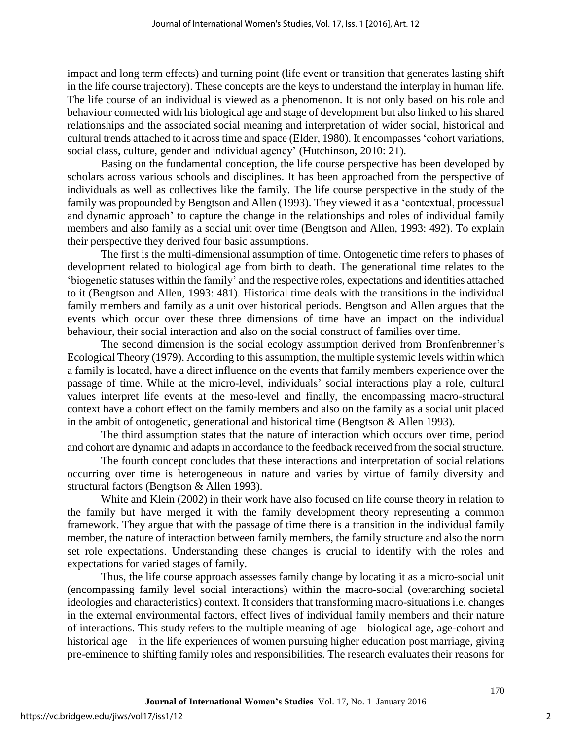impact and long term effects) and turning point (life event or transition that generates lasting shift in the life course trajectory). These concepts are the keys to understand the interplay in human life. The life course of an individual is viewed as a phenomenon. It is not only based on his role and behaviour connected with his biological age and stage of development but also linked to his shared relationships and the associated social meaning and interpretation of wider social, historical and cultural trends attached to it across time and space (Elder, 1980). It encompasses 'cohort variations, social class, culture, gender and individual agency' (Hutchinson, 2010: 21).

Basing on the fundamental conception, the life course perspective has been developed by scholars across various schools and disciplines. It has been approached from the perspective of individuals as well as collectives like the family. The life course perspective in the study of the family was propounded by Bengtson and Allen (1993). They viewed it as a 'contextual, processual and dynamic approach' to capture the change in the relationships and roles of individual family members and also family as a social unit over time (Bengtson and Allen, 1993: 492). To explain their perspective they derived four basic assumptions.

The first is the multi-dimensional assumption of time. Ontogenetic time refers to phases of development related to biological age from birth to death. The generational time relates to the 'biogenetic statuses within the family' and the respective roles, expectations and identities attached to it (Bengtson and Allen, 1993: 481). Historical time deals with the transitions in the individual family members and family as a unit over historical periods. Bengtson and Allen argues that the events which occur over these three dimensions of time have an impact on the individual behaviour, their social interaction and also on the social construct of families over time.

The second dimension is the social ecology assumption derived from Bronfenbrenner's Ecological Theory (1979). According to this assumption, the multiple systemic levels within which a family is located, have a direct influence on the events that family members experience over the passage of time. While at the micro-level, individuals' social interactions play a role, cultural values interpret life events at the meso-level and finally, the encompassing macro-structural context have a cohort effect on the family members and also on the family as a social unit placed in the ambit of ontogenetic, generational and historical time (Bengtson & Allen 1993).

The third assumption states that the nature of interaction which occurs over time, period and cohort are dynamic and adapts in accordance to the feedback received from the social structure.

The fourth concept concludes that these interactions and interpretation of social relations occurring over time is heterogeneous in nature and varies by virtue of family diversity and structural factors (Bengtson & Allen 1993).

White and Klein (2002) in their work have also focused on life course theory in relation to the family but have merged it with the family development theory representing a common framework. They argue that with the passage of time there is a transition in the individual family member, the nature of interaction between family members, the family structure and also the norm set role expectations. Understanding these changes is crucial to identify with the roles and expectations for varied stages of family.

Thus, the life course approach assesses family change by locating it as a micro-social unit (encompassing family level social interactions) within the macro-social (overarching societal ideologies and characteristics) context. It considers that transforming macro-situations i.e. changes in the external environmental factors, effect lives of individual family members and their nature of interactions. This study refers to the multiple meaning of age—biological age, age-cohort and historical age—in the life experiences of women pursuing higher education post marriage, giving pre-eminence to shifting family roles and responsibilities. The research evaluates their reasons for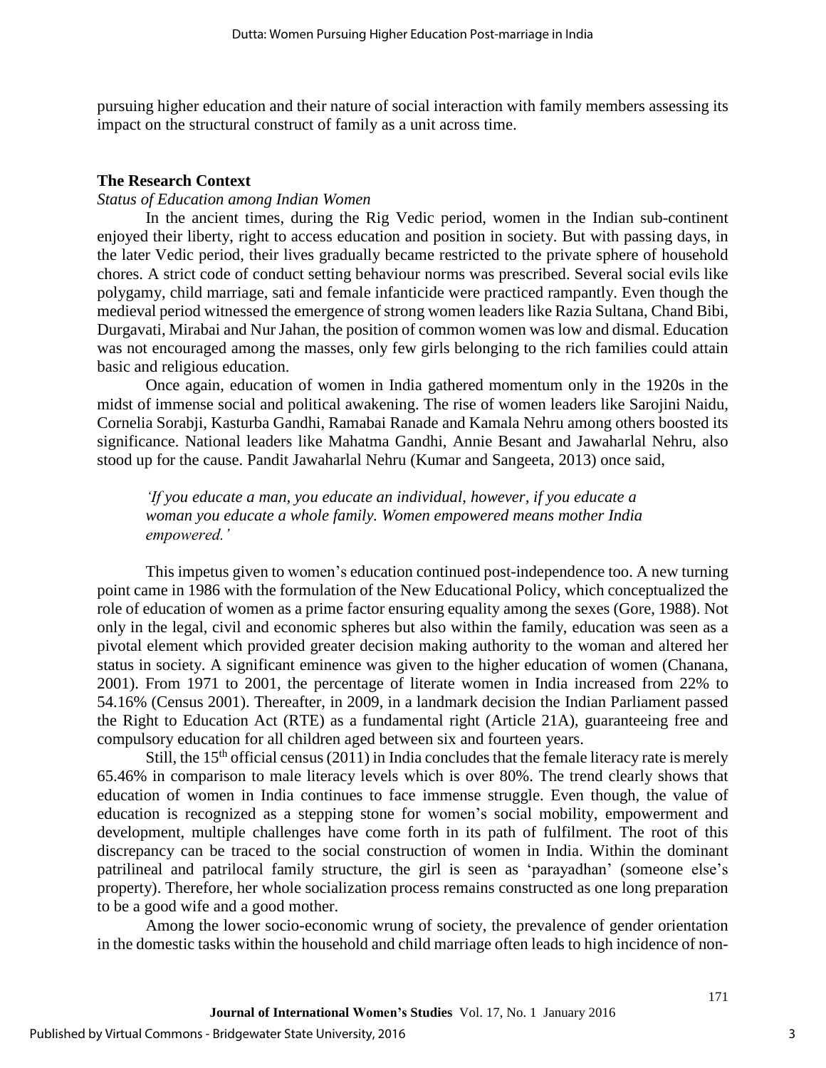pursuing higher education and their nature of social interaction with family members assessing its impact on the structural construct of family as a unit across time.

## The Research Context

### *Status of Education among Indian Women*

In the ancient times, during the Rig Vedic period, women in the Indian sub-continent enjoyed their liberty, right to access education and position in society. But with passing days, in the later Vedic period, their lives gradually became restricted to the private sphere of household chores. A strict code of conduct setting behaviour norms was prescribed. Several social evils like polygamy, child marriage, sati and female infanticide were practiced rampantly. Even though the medieval period witnessed the emergence of strong women leaders like Razia Sultana, Chand Bibi, Durgavati, Mirabai and Nur Jahan, the position of common women was low and dismal. Education was not encouraged among the masses, only few girls belonging to the rich families could attain basic and religious education.

Once again, education of women in India gathered momentum only in the 1920s in the midst of immense social and political awakening. The rise of women leaders like Sarojini Naidu, Cornelia Sorabji, Kasturba Gandhi, Ramabai Ranade and Kamala Nehru among others boosted its significance. National leaders like Mahatma Gandhi, Annie Besant and Jawaharlal Nehru, also stood up for the cause. Pandit Jawaharlal Nehru (Kumar and Sangeeta, 2013) once said,

> *'If you educate a man, you educate an individual, however, if you educate a woman you educate a whole family. Women empowered means mother India empowered.'*

This impetus given to women's education continued post-independence too. A new turning point came in 1986 with the formulation of the New Educational Policy, which conceptualized the role of education of women as a prime factor ensuring equality among the sexes (Gore, 1988). Not only in the legal, civil and economic spheres but also within the family, education was seen as a pivotal element which provided greater decision making authority to the woman and altered her status in society. A significant eminence was given to the higher education of women (Chanana, 2001). From 1971 to 2001, the percentage of literate women in India increased from 22% to 54.16% (Census 2001). Thereafter, in 2009, in a landmark decision the Indian Parliament passed the Right to Education Act (RTE) as a fundamental right (Article 21A), guaranteeing free and compulsory education for all children aged between six and fourteen years.

Still, the 15th official census (2011) in India concludes that the female literacy rate is merely 65.46% in comparison to male literacy levels which is over 80%. The trend clearly shows that education of women in India continues to face immense struggle. Even though, the value of education is recognized as a stepping stone for women's social mobility, empowerment and development, multiple challenges have come forth in its path of fulfilment. The root of this discrepancy can be traced to the social construction of women in India. Within the dominant patrilineal and patrilocal family structure, the girl is seen as 'parayadhan' (someone else's property). Therefore, her whole socialization process remains constructed as one long preparation to be a good wife and a good mother.

Among the lower socio-economic wrung of society, the prevalence of gender orientation in the domestic tasks within the household and child marriage often leads to high incidence of non-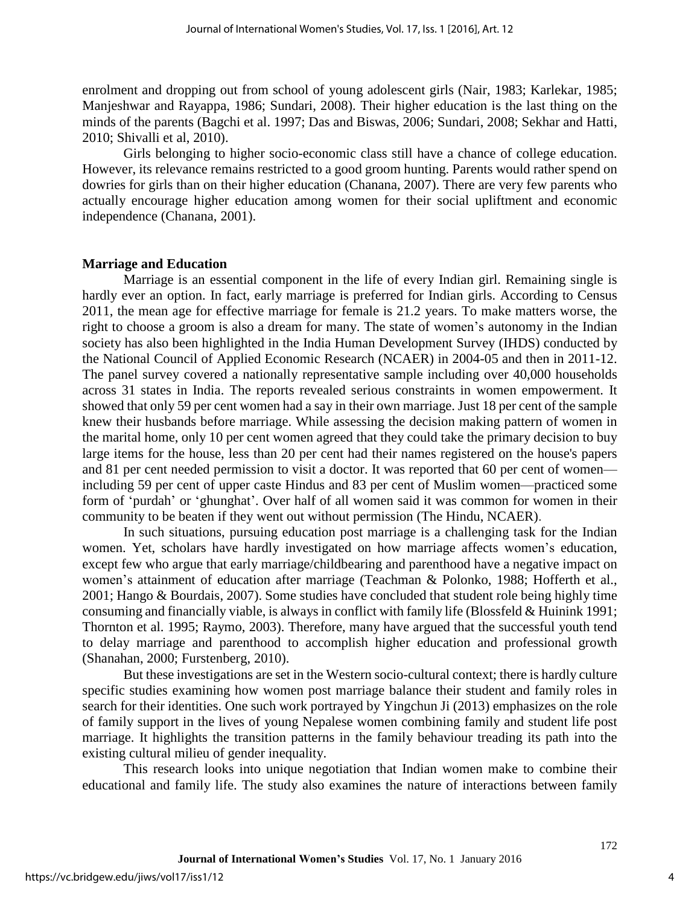enrolment and dropping out from school of young adolescent girls (Nair, 1983; Karlekar, 1985; Manjeshwar and Rayappa, 1986; Sundari, 2008). Their higher education is the last thing on the minds of the parents (Bagchi et al. 1997; Das and Biswas, 2006; Sundari, 2008; Sekhar and Hatti, 2010; Shivalli et al, 2010).

Girls belonging to higher socio-economic class still have a chance of college education. However, its relevance remains restricted to a good groom hunting. Parents would rather spend on dowries for girls than on their higher education (Chanana, 2007). There are very few parents who actually encourage higher education among women for their social upliftment and economic independence (Chanana, 2001).

## Marriage and Education

Marriage is an essential component in the life of every Indian girl. Remaining single is hardly ever an option. In fact, early marriage is preferred for Indian girls. According to Census 2011, the mean age for effective marriage for female is 21.2 years. To make matters worse, the right to choose a groom is also a dream for many. The state of women's autonomy in the Indian society has also been highlighted in the India Human Development Survey (IHDS) conducted by the National Council of Applied Economic Research (NCAER) in 2004-05 and then in 2011-12. The panel survey covered a nationally representative sample including over 40,000 households across 31 states in India. The reports revealed serious constraints in women empowerment. It showed that only 59 per cent women had a say in their own marriage. Just 18 per cent of the sample knew their husbands before marriage. While assessing the decision making pattern of women in the marital home, only 10 per cent women agreed that they could take the primary decision to buy large items for the house, less than 20 per cent had their names registered on the house's papers and 81 per cent needed permission to visit a doctor. It was reported that 60 per cent of women—including 59 per cent of upper caste Hindus and 83 per cent of Muslim women—practiced some form of 'purdah' or 'ghunghat'. Over half of all women said it was common for women in their community to be beaten if they went out without permission (The Hindu, NCAER).

In such situations, pursuing education post marriage is a challenging task for the Indian women. Yet, scholars have hardly investigated on how marriage affects women's education, except few who argue that early marriage/childbearing and parenthood have a negative impact on women's attainment of education after marriage (Teachman & Polonko, 1988; Hofferth et al., 2001; Hango & Bourdais, 2007). Some studies have concluded that student role being highly time consuming and financially viable, is always in conflict with family life (Blossfeld & Huinink 1991; Thornton et al. 1995; Raymo, 2003). Therefore, many have argued that the successful youth tend to delay marriage and parenthood to accomplish higher education and professional growth (Shanahan, 2000; Furstenberg, 2010).

But these investigations are set in the Western socio-cultural context; there is hardly culture specific studies examining how women post marriage balance their student and family roles in search for their identities. One such work portrayed by Yingchun Ji (2013) emphasizes on the role of family support in the lives of young Nepalese women combining family and student life post marriage. It highlights the transition patterns in the family behaviour treading its path into the existing cultural milieu of gender inequality.

This research looks into unique negotiation that Indian women make to combine their educational and family life. The study also examines the nature of interactions between family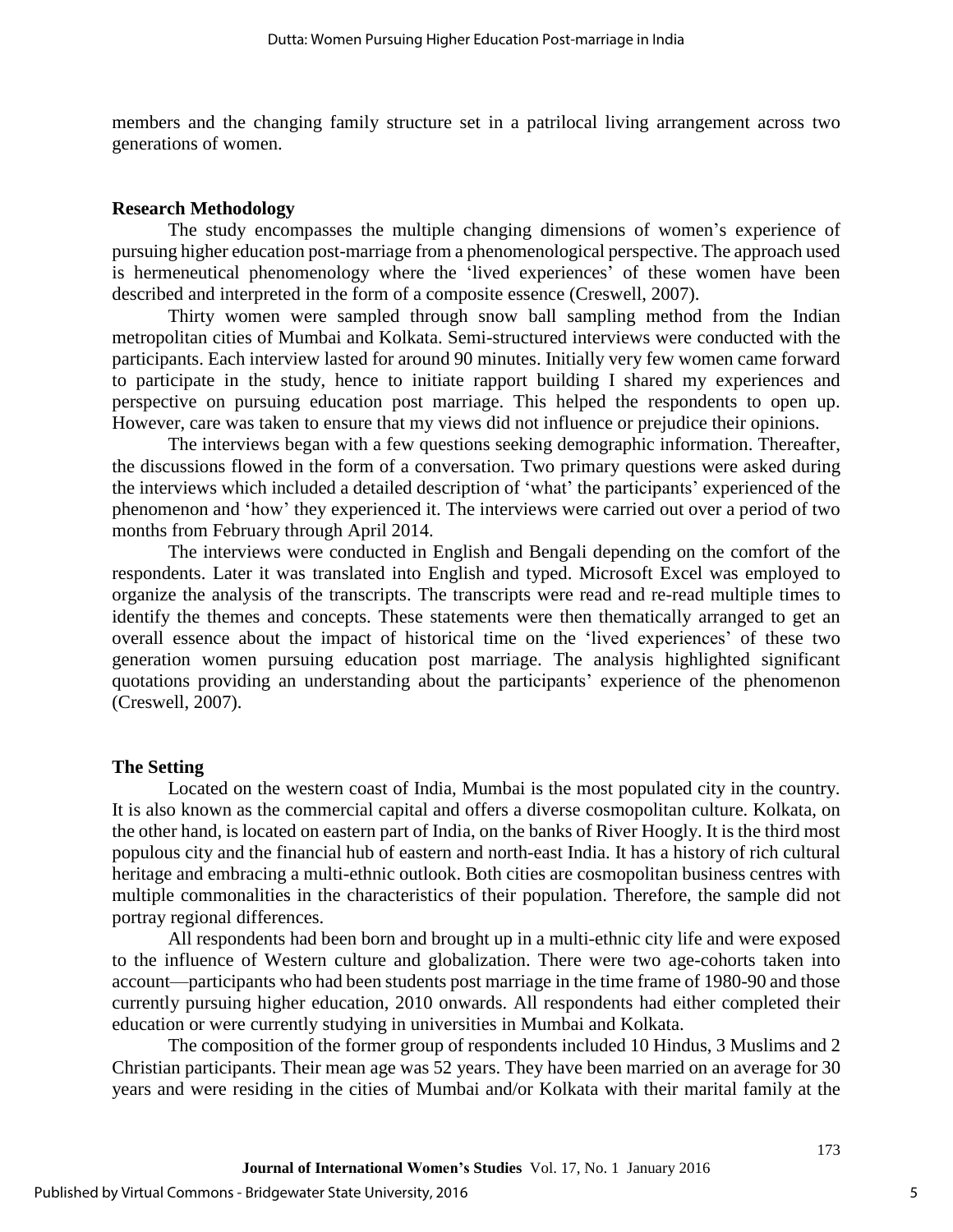members and the changing family structure set in a patrilocal living arrangement across two generations of women.

## Research Methodology

The study encompasses the multiple changing dimensions of women's experience of pursuing higher education post-marriage from a phenomenological perspective. The approach used is hermeneutical phenomenology where the 'lived experiences' of these women have been described and interpreted in the form of a composite essence (Creswell, 2007).

Thirty women were sampled through snow ball sampling method from the Indian metropolitan cities of Mumbai and Kolkata. Semi-structured interviews were conducted with the participants. Each interview lasted for around 90 minutes. Initially very few women came forward to participate in the study, hence to initiate rapport building I shared my experiences and perspective on pursuing education post marriage. This helped the respondents to open up. However, care was taken to ensure that my views did not influence or prejudice their opinions.

The interviews began with a few questions seeking demographic information. Thereafter, the discussions flowed in the form of a conversation. Two primary questions were asked during the interviews which included a detailed description of 'what' the participants' experienced of the phenomenon and 'how' they experienced it. The interviews were carried out over a period of two months from February through April 2014.

The interviews were conducted in English and Bengali depending on the comfort of the respondents. Later it was translated into English and typed. Microsoft Excel was employed to organize the analysis of the transcripts. The transcripts were read and re-read multiple times to identify the themes and concepts. These statements were then thematically arranged to get an overall essence about the impact of historical time on the 'lived experiences' of these two generation women pursuing education post marriage. The analysis highlighted significant quotations providing an understanding about the participants' experience of the phenomenon (Creswell, 2007).

## The Setting

Located on the western coast of India, Mumbai is the most populated city in the country. It is also known as the commercial capital and offers a diverse cosmopolitan culture. Kolkata, on the other hand, is located on eastern part of India, on the banks of River Hoogly. It is the third most populous city and the financial hub of eastern and north-east India. It has a history of rich cultural heritage and embracing a multi-ethnic outlook. Both cities are cosmopolitan business centres with multiple commonalities in the characteristics of their population. Therefore, the sample did not portray regional differences.

All respondents had been born and brought up in a multi-ethnic city life and were exposed to the influence of Western culture and globalization. There were two age-cohorts taken into account—participants who had been students post marriage in the time frame of 1980-90 and those currently pursuing higher education, 2010 onwards. All respondents had either completed their education or were currently studying in universities in Mumbai and Kolkata.

The composition of the former group of respondents included 10 Hindus, 3 Muslims and 2 Christian participants. Their mean age was 52 years. They have been married on an average for 30 years and were residing in the cities of Mumbai and/or Kolkata with their marital family at the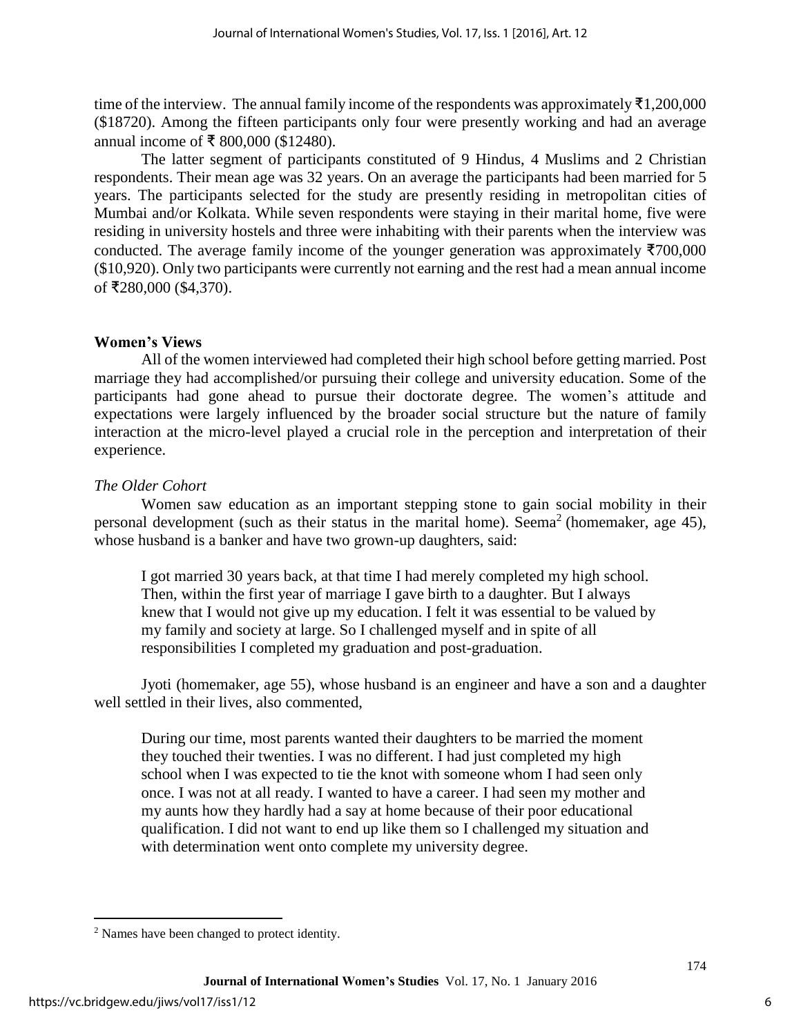time of the interview. The annual family income of the respondents was approximately ₹1,200,000 ($18720). Among the fifteen participants only four were presently working and had an average annual income of ₹ 800,000 ($12480).

The latter segment of participants constituted of 9 Hindus, 4 Muslims and 2 Christian respondents. Their mean age was 32 years. On an average the participants had been married for 5 years. The participants selected for the study are presently residing in metropolitan cities of Mumbai and/or Kolkata. While seven respondents were staying in their marital home, five were residing in university hostels and three were inhabiting with their parents when the interview was conducted. The average family income of the younger generation was approximately ₹700,000 ($10,920). Only two participants were currently not earning and the rest had a mean annual income of ₹280,000 ($4,370).

**Women's Views**

All of the women interviewed had completed their high school before getting married. Post marriage they had accomplished/or pursuing their college and university education. Some of the participants had gone ahead to pursue their doctorate degree. The women's attitude and expectations were largely influenced by the broader social structure but the nature of family interaction at the micro-level played a crucial role in the perception and interpretation of their experience.

*The Older Cohort*

Women saw education as an important stepping stone to gain social mobility in their personal development (such as their status in the marital home). Seema[2] (homemaker, age 45), whose husband is a banker and have two grown-up daughters, said:

> I got married 30 years back, at that time I had merely completed my high school. Then, within the first year of marriage I gave birth to a daughter. But I always knew that I would not give up my education. I felt it was essential to be valued by my family and society at large. So I challenged myself and in spite of all responsibilities I completed my graduation and post-graduation.

Jyoti (homemaker, age 55), whose husband is an engineer and have a son and a daughter well settled in their lives, also commented,

> During our time, most parents wanted their daughters to be married the moment they touched their twenties. I was no different. I had just completed my high school when I was expected to tie the knot with someone whom I had seen only once. I was not at all ready. I wanted to have a career. I had seen my mother and my aunts how they hardly had a say at home because of their poor educational qualification. I did not want to end up like them so I challenged my situation and with determination went onto complete my university degree.

---

[2] Names have been changed to protect identity.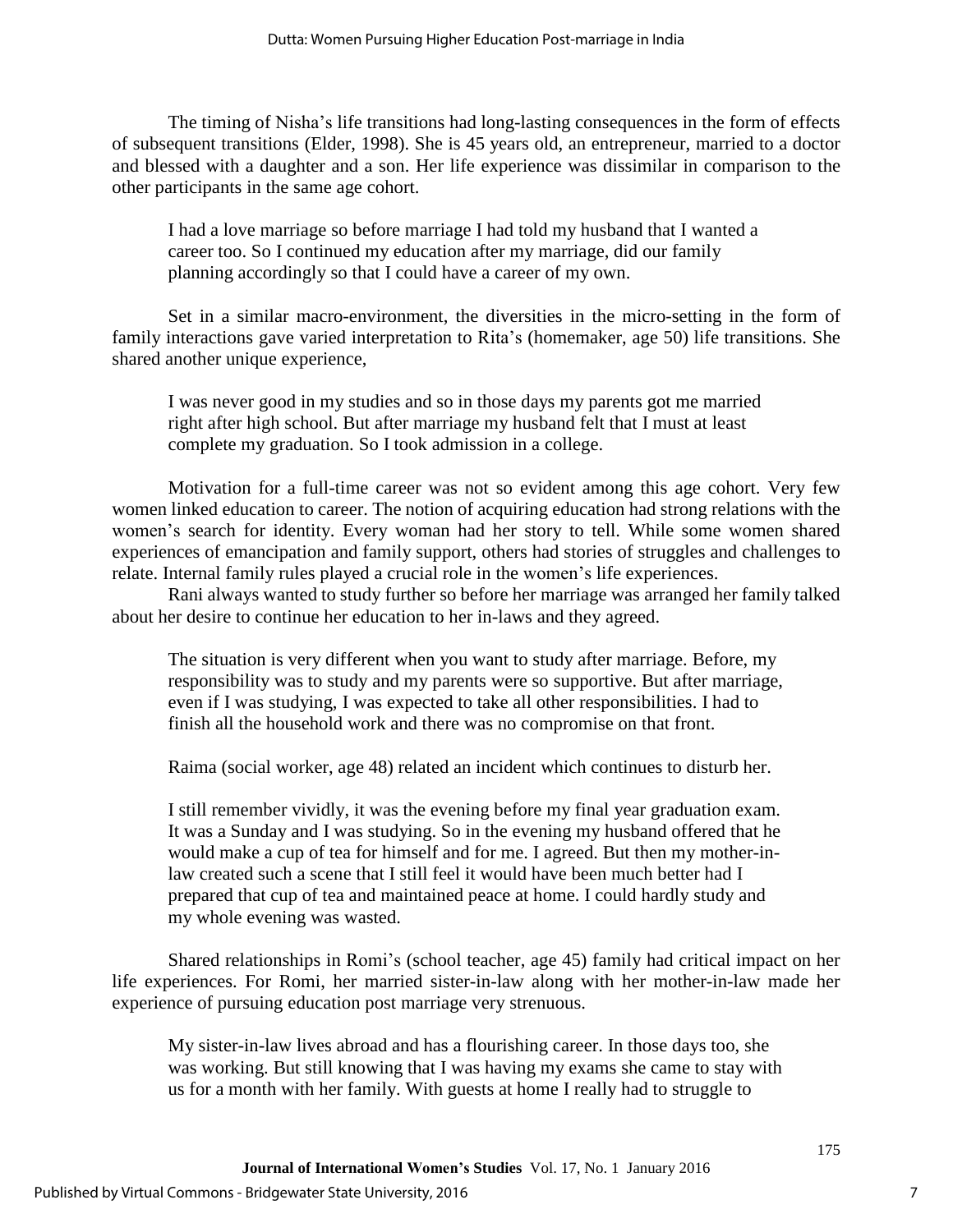The timing of Nisha's life transitions had long-lasting consequences in the form of effects of subsequent transitions (Elder, 1998). She is 45 years old, an entrepreneur, married to a doctor and blessed with a daughter and a son. Her life experience was dissimilar in comparison to the other participants in the same age cohort.

> I had a love marriage so before marriage I had told my husband that I wanted a career too. So I continued my education after my marriage, did our family planning accordingly so that I could have a career of my own.

Set in a similar macro-environment, the diversities in the micro-setting in the form of family interactions gave varied interpretation to Rita's (homemaker, age 50) life transitions. She shared another unique experience,

> I was never good in my studies and so in those days my parents got me married right after high school. But after marriage my husband felt that I must at least complete my graduation. So I took admission in a college.

Motivation for a full-time career was not so evident among this age cohort. Very few women linked education to career. The notion of acquiring education had strong relations with the women's search for identity. Every woman had her story to tell. While some women shared experiences of emancipation and family support, others had stories of struggles and challenges to relate. Internal family rules played a crucial role in the women's life experiences.

Rani always wanted to study further so before her marriage was arranged her family talked about her desire to continue her education to her in-laws and they agreed.

> The situation is very different when you want to study after marriage. Before, my responsibility was to study and my parents were so supportive. But after marriage, even if I was studying, I was expected to take all other responsibilities. I had to finish all the household work and there was no compromise on that front.

Raima (social worker, age 48) related an incident which continues to disturb her.

> I still remember vividly, it was the evening before my final year graduation exam. It was a Sunday and I was studying. So in the evening my husband offered that he would make a cup of tea for himself and for me. I agreed. But then my mother-in-law created such a scene that I still feel it would have been much better had I prepared that cup of tea and maintained peace at home. I could hardly study and my whole evening was wasted.

Shared relationships in Romi's (school teacher, age 45) family had critical impact on her life experiences. For Romi, her married sister-in-law along with her mother-in-law made her experience of pursuing education post marriage very strenuous.

> My sister-in-law lives abroad and has a flourishing career. In those days too, she was working. But still knowing that I was having my exams she came to stay with us for a month with her family. With guests at home I really had to struggle to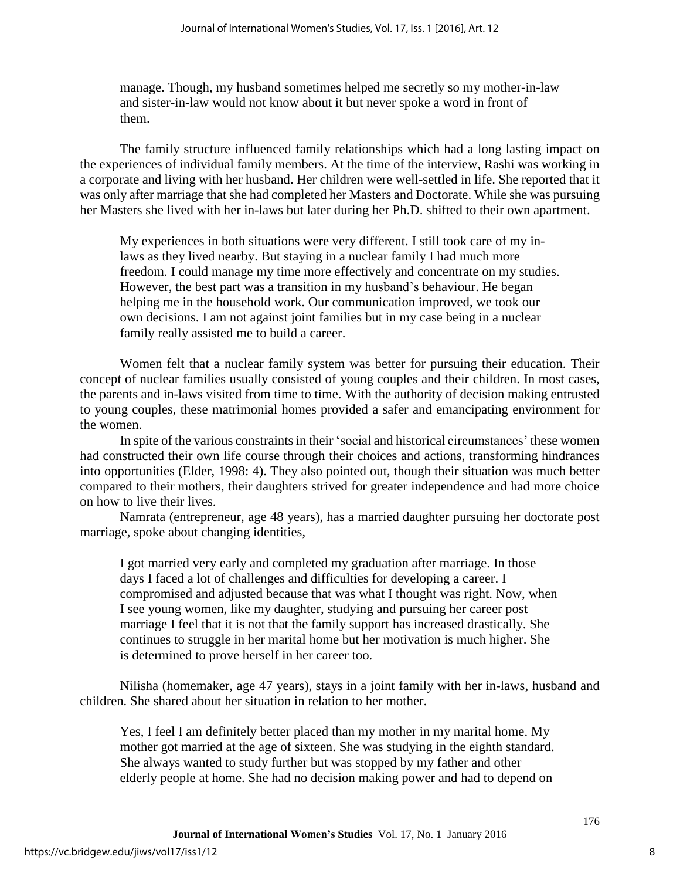> manage. Though, my husband sometimes helped me secretly so my mother-in-law and sister-in-law would not know about it but never spoke a word in front of them.

The family structure influenced family relationships which had a long lasting impact on the experiences of individual family members. At the time of the interview, Rashi was working in a corporate and living with her husband. Her children were well-settled in life. She reported that it was only after marriage that she had completed her Masters and Doctorate. While she was pursuing her Masters she lived with her in-laws but later during her Ph.D. shifted to their own apartment.

> My experiences in both situations were very different. I still took care of my in-laws as they lived nearby. But staying in a nuclear family I had much more freedom. I could manage my time more effectively and concentrate on my studies. However, the best part was a transition in my husband's behaviour. He began helping me in the household work. Our communication improved, we took our own decisions. I am not against joint families but in my case being in a nuclear family really assisted me to build a career.

Women felt that a nuclear family system was better for pursuing their education. Their concept of nuclear families usually consisted of young couples and their children. In most cases, the parents and in-laws visited from time to time. With the authority of decision making entrusted to young couples, these matrimonial homes provided a safer and emancipating environment for the women.

In spite of the various constraints in their 'social and historical circumstances' these women had constructed their own life course through their choices and actions, transforming hindrances into opportunities (Elder, 1998: 4). They also pointed out, though their situation was much better compared to their mothers, their daughters strived for greater independence and had more choice on how to live their lives.

Namrata (entrepreneur, age 48 years), has a married daughter pursuing her doctorate post marriage, spoke about changing identities,

> I got married very early and completed my graduation after marriage. In those days I faced a lot of challenges and difficulties for developing a career. I compromised and adjusted because that was what I thought was right. Now, when I see young women, like my daughter, studying and pursuing her career post marriage I feel that it is not that the family support has increased drastically. She continues to struggle in her marital home but her motivation is much higher. She is determined to prove herself in her career too.

Nilisha (homemaker, age 47 years), stays in a joint family with her in-laws, husband and children. She shared about her situation in relation to her mother.

> Yes, I feel I am definitely better placed than my mother in my marital home. My mother got married at the age of sixteen. She was studying in the eighth standard. She always wanted to study further but was stopped by my father and other elderly people at home. She had no decision making power and had to depend on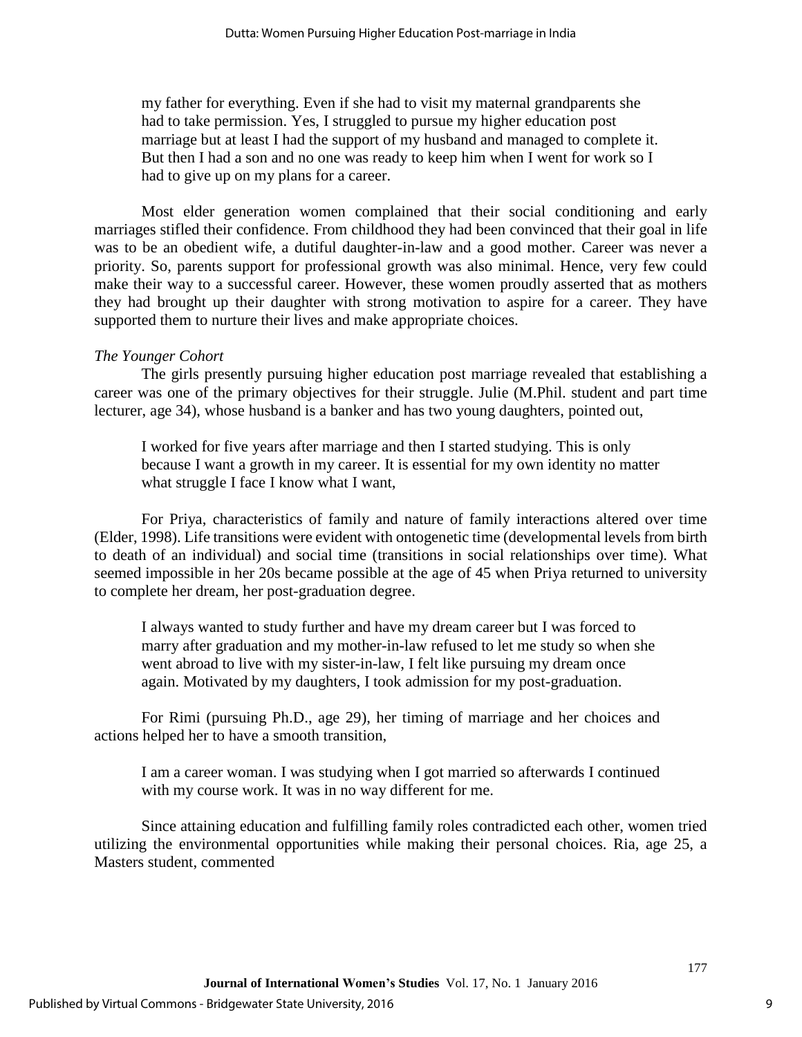> my father for everything. Even if she had to visit my maternal grandparents she had to take permission. Yes, I struggled to pursue my higher education post marriage but at least I had the support of my husband and managed to complete it. But then I had a son and no one was ready to keep him when I went for work so I had to give up on my plans for a career.

Most elder generation women complained that their social conditioning and early marriages stifled their confidence. From childhood they had been convinced that their goal in life was to be an obedient wife, a dutiful daughter-in-law and a good mother. Career was never a priority. So, parents support for professional growth was also minimal. Hence, very few could make their way to a successful career. However, these women proudly asserted that as mothers they had brought up their daughter with strong motivation to aspire for a career. They have supported them to nurture their lives and make appropriate choices.

*The Younger Cohort*

The girls presently pursuing higher education post marriage revealed that establishing a career was one of the primary objectives for their struggle. Julie (M.Phil. student and part time lecturer, age 34), whose husband is a banker and has two young daughters, pointed out,

> I worked for five years after marriage and then I started studying. This is only because I want a growth in my career. It is essential for my own identity no matter what struggle I face I know what I want,

For Priya, characteristics of family and nature of family interactions altered over time (Elder, 1998). Life transitions were evident with ontogenetic time (developmental levels from birth to death of an individual) and social time (transitions in social relationships over time). What seemed impossible in her 20s became possible at the age of 45 when Priya returned to university to complete her dream, her post-graduation degree.

> I always wanted to study further and have my dream career but I was forced to marry after graduation and my mother-in-law refused to let me study so when she went abroad to live with my sister-in-law, I felt like pursuing my dream once again. Motivated by my daughters, I took admission for my post-graduation.

For Rimi (pursuing Ph.D., age 29), her timing of marriage and her choices and actions helped her to have a smooth transition,

> I am a career woman. I was studying when I got married so afterwards I continued with my course work. It was in no way different for me.

Since attaining education and fulfilling family roles contradicted each other, women tried utilizing the environmental opportunities while making their personal choices. Ria, age 25, a Masters student, commented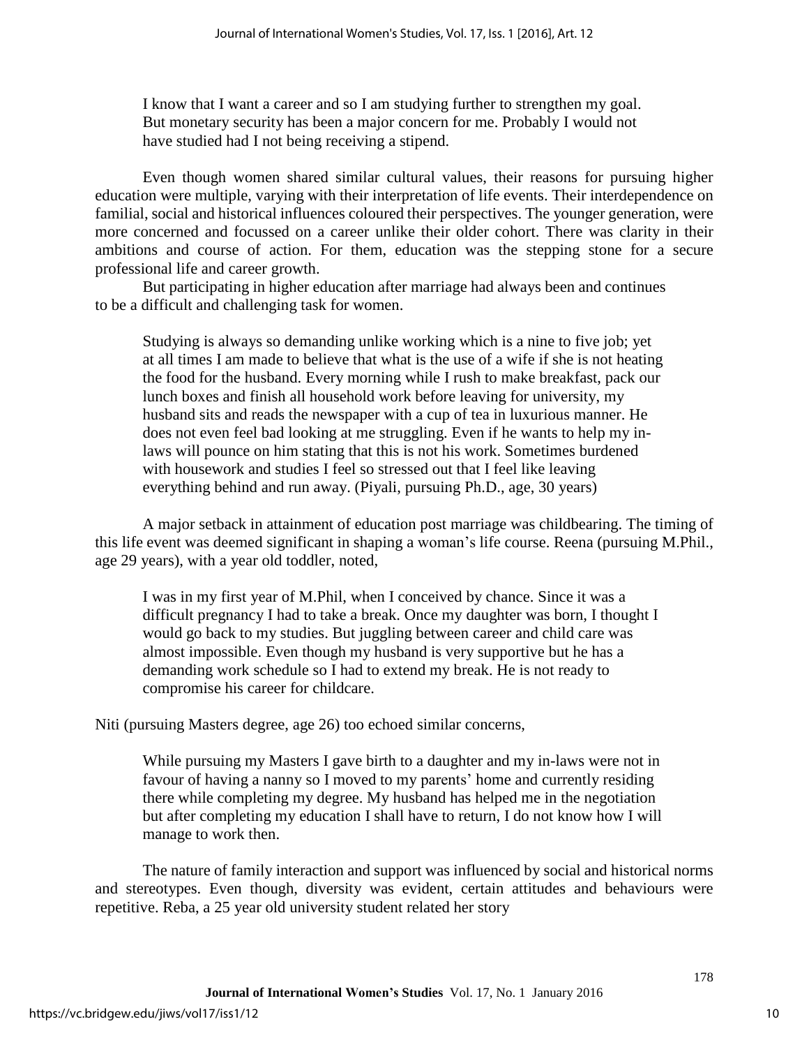> I know that I want a career and so I am studying further to strengthen my goal. But monetary security has been a major concern for me. Probably I would not have studied had I not being receiving a stipend.

Even though women shared similar cultural values, their reasons for pursuing higher education were multiple, varying with their interpretation of life events. Their interdependence on familial, social and historical influences coloured their perspectives. The younger generation, were more concerned and focussed on a career unlike their older cohort. There was clarity in their ambitions and course of action. For them, education was the stepping stone for a secure professional life and career growth.

But participating in higher education after marriage had always been and continues to be a difficult and challenging task for women.

> Studying is always so demanding unlike working which is a nine to five job; yet at all times I am made to believe that what is the use of a wife if she is not heating the food for the husband. Every morning while I rush to make breakfast, pack our lunch boxes and finish all household work before leaving for university, my husband sits and reads the newspaper with a cup of tea in luxurious manner. He does not even feel bad looking at me struggling. Even if he wants to help my in-laws will pounce on him stating that this is not his work. Sometimes burdened with housework and studies I feel so stressed out that I feel like leaving everything behind and run away. (Piyali, pursuing Ph.D., age, 30 years)

A major setback in attainment of education post marriage was childbearing. The timing of this life event was deemed significant in shaping a woman's life course. Reena (pursuing M.Phil., age 29 years), with a year old toddler, noted,

> I was in my first year of M.Phil, when I conceived by chance. Since it was a difficult pregnancy I had to take a break. Once my daughter was born, I thought I would go back to my studies. But juggling between career and child care was almost impossible. Even though my husband is very supportive but he has a demanding work schedule so I had to extend my break. He is not ready to compromise his career for childcare.

Niti (pursuing Masters degree, age 26) too echoed similar concerns,

> While pursuing my Masters I gave birth to a daughter and my in-laws were not in favour of having a nanny so I moved to my parents' home and currently residing there while completing my degree. My husband has helped me in the negotiation but after completing my education I shall have to return, I do not know how I will manage to work then.

The nature of family interaction and support was influenced by social and historical norms and stereotypes. Even though, diversity was evident, certain attitudes and behaviours were repetitive. Reba, a 25 year old university student related her story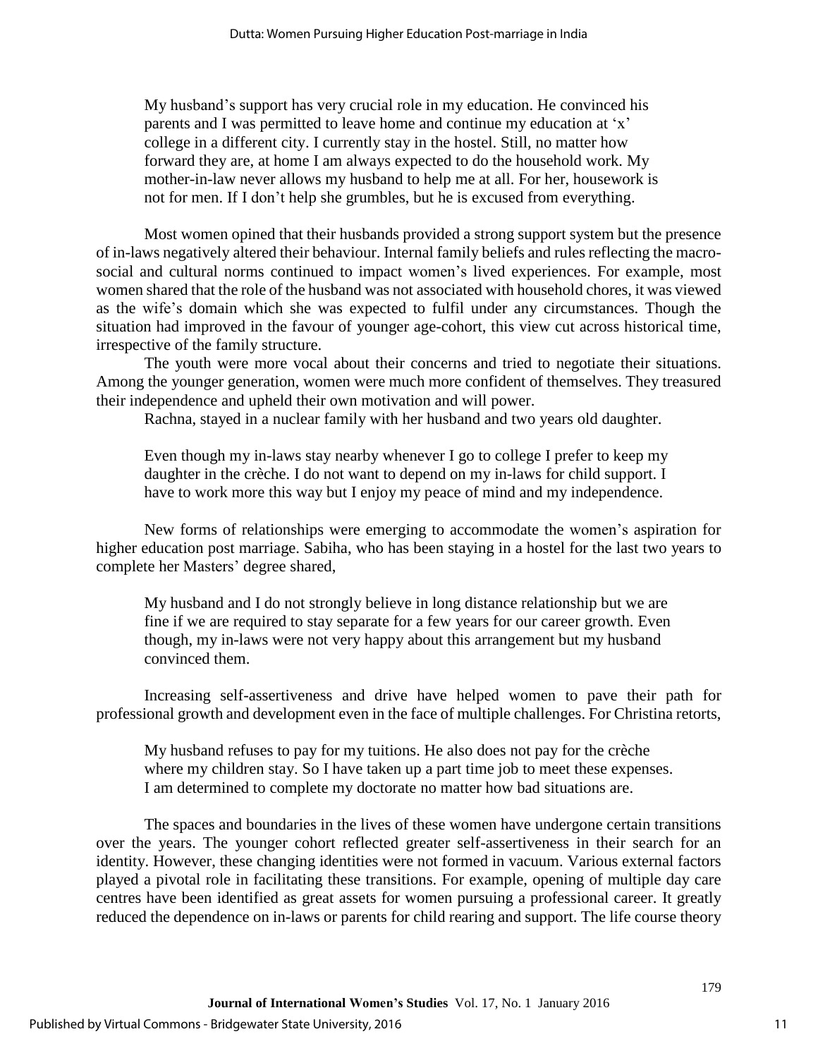> My husband's support has very crucial role in my education. He convinced his parents and I was permitted to leave home and continue my education at 'x' college in a different city. I currently stay in the hostel. Still, no matter how forward they are, at home I am always expected to do the household work. My mother-in-law never allows my husband to help me at all. For her, housework is not for men. If I don't help she grumbles, but he is excused from everything.

Most women opined that their husbands provided a strong support system but the presence of in-laws negatively altered their behaviour. Internal family beliefs and rules reflecting the macro-social and cultural norms continued to impact women's lived experiences. For example, most women shared that the role of the husband was not associated with household chores, it was viewed as the wife's domain which she was expected to fulfil under any circumstances. Though the situation had improved in the favour of younger age-cohort, this view cut across historical time, irrespective of the family structure.

The youth were more vocal about their concerns and tried to negotiate their situations. Among the younger generation, women were much more confident of themselves. They treasured their independence and upheld their own motivation and will power.

Rachna, stayed in a nuclear family with her husband and two years old daughter.

> Even though my in-laws stay nearby whenever I go to college I prefer to keep my daughter in the crèche. I do not want to depend on my in-laws for child support. I have to work more this way but I enjoy my peace of mind and my independence.

New forms of relationships were emerging to accommodate the women's aspiration for higher education post marriage. Sabiha, who has been staying in a hostel for the last two years to complete her Masters' degree shared,

> My husband and I do not strongly believe in long distance relationship but we are fine if we are required to stay separate for a few years for our career growth. Even though, my in-laws were not very happy about this arrangement but my husband convinced them.

Increasing self-assertiveness and drive have helped women to pave their path for professional growth and development even in the face of multiple challenges. For Christina retorts,

> My husband refuses to pay for my tuitions. He also does not pay for the crèche where my children stay. So I have taken up a part time job to meet these expenses. I am determined to complete my doctorate no matter how bad situations are.

The spaces and boundaries in the lives of these women have undergone certain transitions over the years. The younger cohort reflected greater self-assertiveness in their search for an identity. However, these changing identities were not formed in vacuum. Various external factors played a pivotal role in facilitating these transitions. For example, opening of multiple day care centres have been identified as great assets for women pursuing a professional career. It greatly reduced the dependence on in-laws or parents for child rearing and support. The life course theory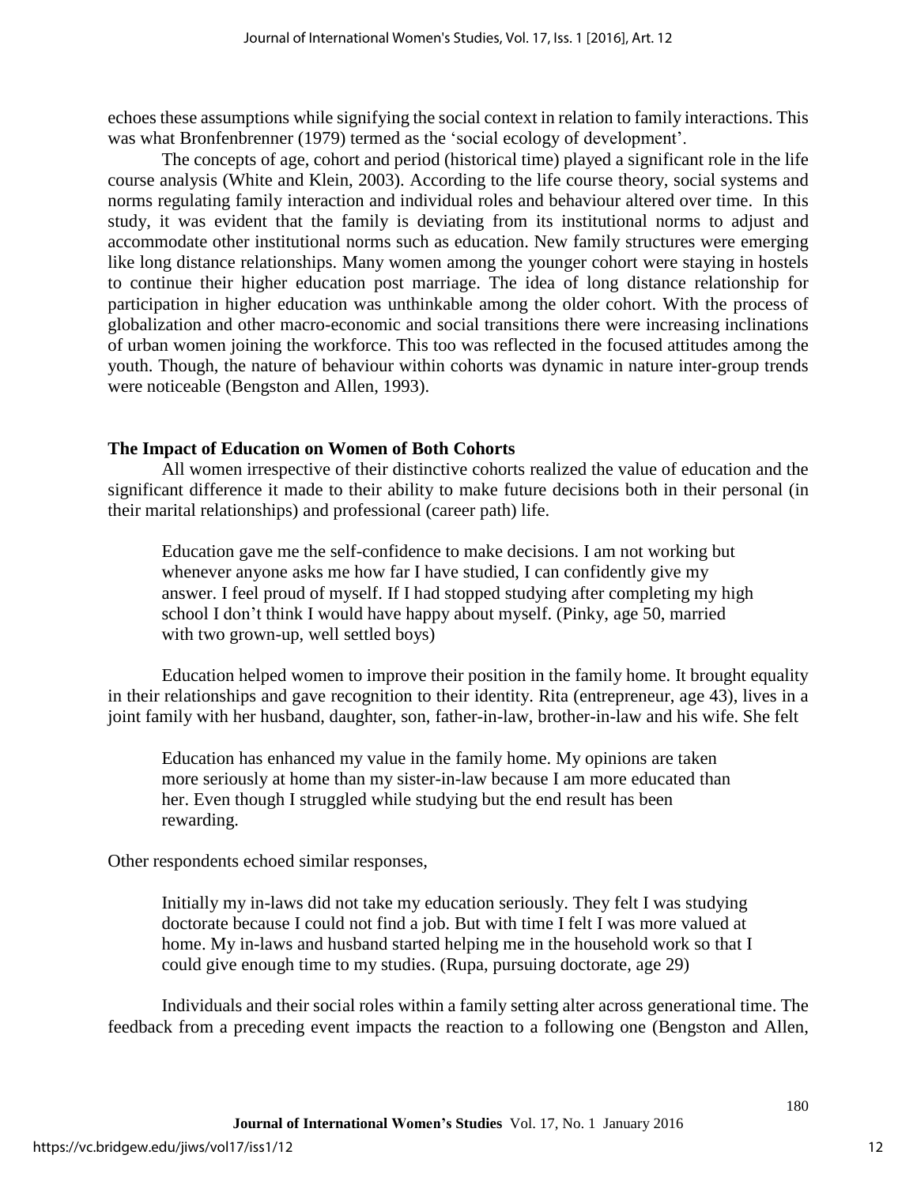echoes these assumptions while signifying the social context in relation to family interactions. This was what Bronfenbrenner (1979) termed as the 'social ecology of development'.

The concepts of age, cohort and period (historical time) played a significant role in the life course analysis (White and Klein, 2003). According to the life course theory, social systems and norms regulating family interaction and individual roles and behaviour altered over time. In this study, it was evident that the family is deviating from its institutional norms to adjust and accommodate other institutional norms such as education. New family structures were emerging like long distance relationships. Many women among the younger cohort were staying in hostels to continue their higher education post marriage. The idea of long distance relationship for participation in higher education was unthinkable among the older cohort. With the process of globalization and other macro-economic and social transitions there were increasing inclinations of urban women joining the workforce. This too was reflected in the focused attitudes among the youth. Though, the nature of behaviour within cohorts was dynamic in nature inter-group trends were noticeable (Bengston and Allen, 1993).

### The Impact of Education on Women of Both Cohorts

All women irrespective of their distinctive cohorts realized the value of education and the significant difference it made to their ability to make future decisions both in their personal (in their marital relationships) and professional (career path) life.

> Education gave me the self-confidence to make decisions. I am not working but whenever anyone asks me how far I have studied, I can confidently give my answer. I feel proud of myself. If I had stopped studying after completing my high school I don't think I would have happy about myself. (Pinky, age 50, married with two grown-up, well settled boys)

Education helped women to improve their position in the family home. It brought equality in their relationships and gave recognition to their identity. Rita (entrepreneur, age 43), lives in a joint family with her husband, daughter, son, father-in-law, brother-in-law and his wife. She felt

> Education has enhanced my value in the family home. My opinions are taken more seriously at home than my sister-in-law because I am more educated than her. Even though I struggled while studying but the end result has been rewarding.

Other respondents echoed similar responses,

> Initially my in-laws did not take my education seriously. They felt I was studying doctorate because I could not find a job. But with time I felt I was more valued at home. My in-laws and husband started helping me in the household work so that I could give enough time to my studies. (Rupa, pursuing doctorate, age 29)

Individuals and their social roles within a family setting alter across generational time. The feedback from a preceding event impacts the reaction to a following one (Bengston and Allen,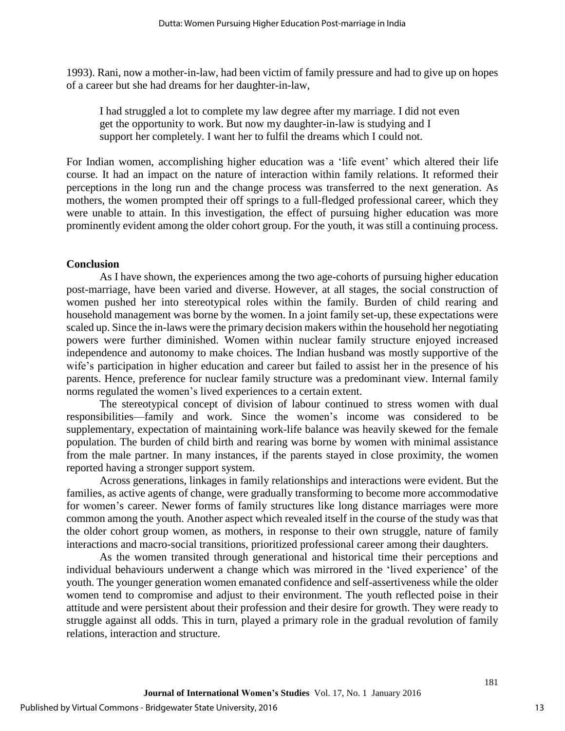1993). Rani, now a mother-in-law, had been victim of family pressure and had to give up on hopes of a career but she had dreams for her daughter-in-law,

> I had struggled a lot to complete my law degree after my marriage. I did not even get the opportunity to work. But now my daughter-in-law is studying and I support her completely. I want her to fulfil the dreams which I could not.

For Indian women, accomplishing higher education was a 'life event' which altered their life course. It had an impact on the nature of interaction within family relations. It reformed their perceptions in the long run and the change process was transferred to the next generation. As mothers, the women prompted their off springs to a full-fledged professional career, which they were unable to attain. In this investigation, the effect of pursuing higher education was more prominently evident among the older cohort group. For the youth, it was still a continuing process.

## Conclusion

As I have shown, the experiences among the two age-cohorts of pursuing higher education post-marriage, have been varied and diverse. However, at all stages, the social construction of women pushed her into stereotypical roles within the family. Burden of child rearing and household management was borne by the women. In a joint family set-up, these expectations were scaled up. Since the in-laws were the primary decision makers within the household her negotiating powers were further diminished. Women within nuclear family structure enjoyed increased independence and autonomy to make choices. The Indian husband was mostly supportive of the wife's participation in higher education and career but failed to assist her in the presence of his parents. Hence, preference for nuclear family structure was a predominant view. Internal family norms regulated the women's lived experiences to a certain extent.

The stereotypical concept of division of labour continued to stress women with dual responsibilities—family and work. Since the women's income was considered to be supplementary, expectation of maintaining work-life balance was heavily skewed for the female population. The burden of child birth and rearing was borne by women with minimal assistance from the male partner. In many instances, if the parents stayed in close proximity, the women reported having a stronger support system.

Across generations, linkages in family relationships and interactions were evident. But the families, as active agents of change, were gradually transforming to become more accommodative for women's career. Newer forms of family structures like long distance marriages were more common among the youth. Another aspect which revealed itself in the course of the study was that the older cohort group women, as mothers, in response to their own struggle, nature of family interactions and macro-social transitions, prioritized professional career among their daughters.

As the women transited through generational and historical time their perceptions and individual behaviours underwent a change which was mirrored in the 'lived experience' of the youth. The younger generation women emanated confidence and self-assertiveness while the older women tend to compromise and adjust to their environment. The youth reflected poise in their attitude and were persistent about their profession and their desire for growth. They were ready to struggle against all odds. This in turn, played a primary role in the gradual revolution of family relations, interaction and structure.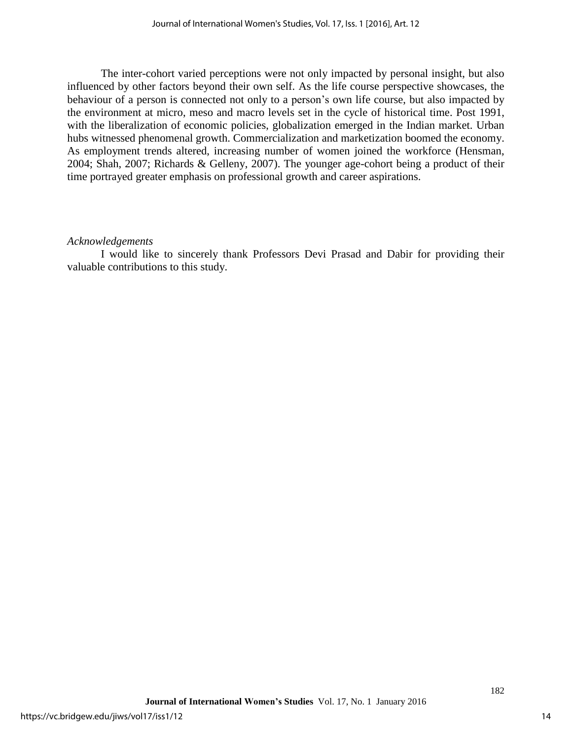The inter-cohort varied perceptions were not only impacted by personal insight, but also influenced by other factors beyond their own self. As the life course perspective showcases, the behaviour of a person is connected not only to a person's own life course, but also impacted by the environment at micro, meso and macro levels set in the cycle of historical time. Post 1991, with the liberalization of economic policies, globalization emerged in the Indian market. Urban hubs witnessed phenomenal growth. Commercialization and marketization boomed the economy. As employment trends altered, increasing number of women joined the workforce (Hensman, 2004; Shah, 2007; Richards & Gelleny, 2007). The younger age-cohort being a product of their time portrayed greater emphasis on professional growth and career aspirations.

*Acknowledgements*

I would like to sincerely thank Professors Devi Prasad and Dabir for providing their valuable contributions to this study.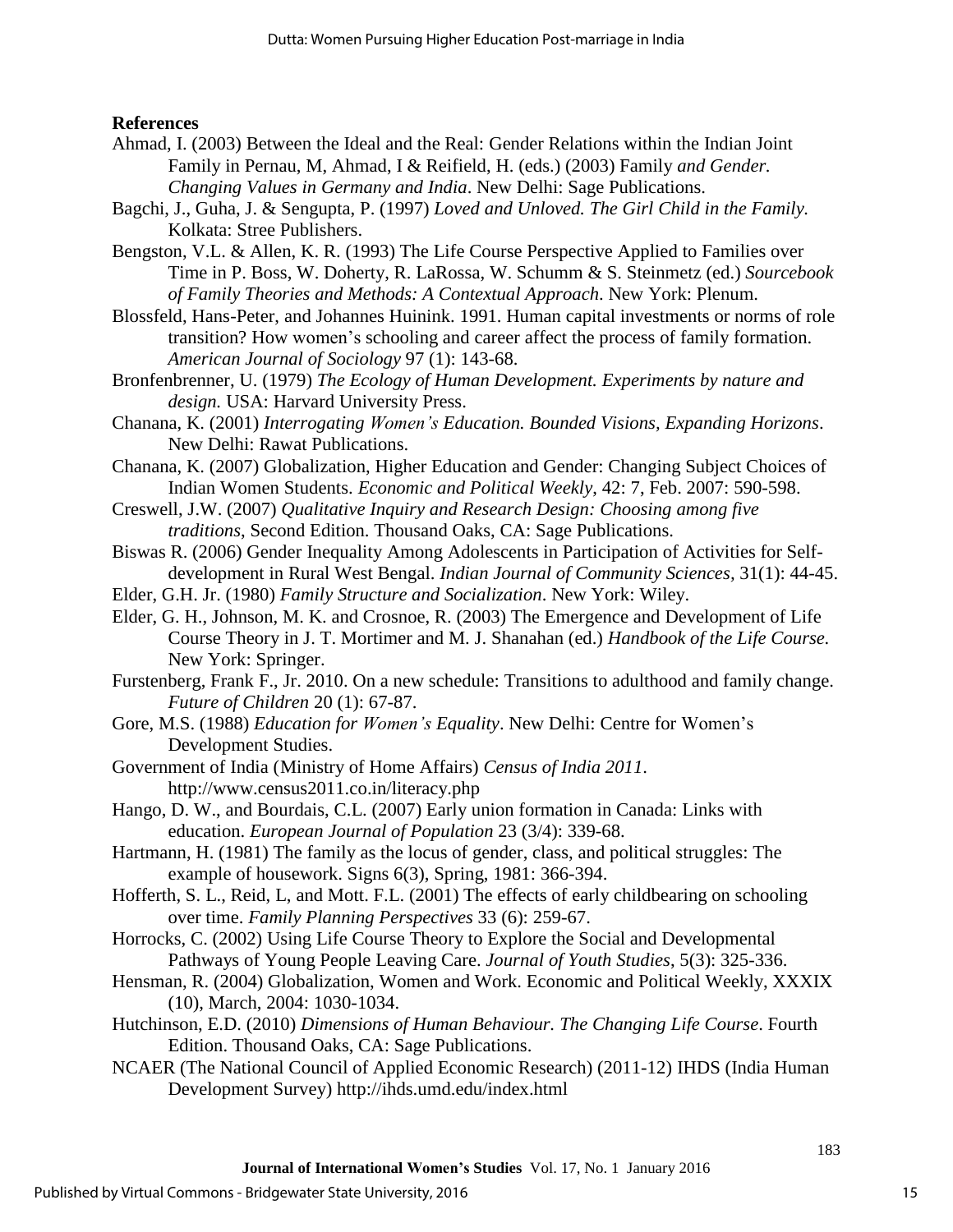## References

Ahmad, I. (2003) Between the Ideal and the Real: Gender Relations within the Indian Joint Family in Pernau, M, Ahmad, I & Reifield, H. (eds.) (2003) Family *and Gender. Changing Values in Germany and India*. New Delhi: Sage Publications.

Bagchi, J., Guha, J. & Sengupta, P. (1997) *Loved and Unloved. The Girl Child in the Family.* Kolkata: Stree Publishers.

Bengston, V.L. & Allen, K. R. (1993) The Life Course Perspective Applied to Families over Time in P. Boss, W. Doherty, R. LaRossa, W. Schumm & S. Steinmetz (ed.) *Sourcebook of Family Theories and Methods: A Contextual Approach*. New York: Plenum.

Blossfeld, Hans-Peter, and Johannes Huinink. 1991. Human capital investments or norms of role transition? How women's schooling and career affect the process of family formation. *American Journal of Sociology* 97 (1): 143-68.

Bronfenbrenner, U. (1979) *The Ecology of Human Development. Experiments by nature and design.* USA: Harvard University Press.

Chanana, K. (2001) *Interrogating Women's Education. Bounded Visions, Expanding Horizons*. New Delhi: Rawat Publications.

Chanana, K. (2007) Globalization, Higher Education and Gender: Changing Subject Choices of Indian Women Students. *Economic and Political Weekly*, 42: 7, Feb. 2007: 590-598.

Creswell, J.W. (2007) *Qualitative Inquiry and Research Design: Choosing among five traditions*, Second Edition. Thousand Oaks, CA: Sage Publications.

Biswas R. (2006) Gender Inequality Among Adolescents in Participation of Activities for Self-development in Rural West Bengal. *Indian Journal of Community Sciences,* 31(1): 44-45.

Elder, G.H. Jr. (1980) *Family Structure and Socialization*. New York: Wiley.

Elder, G. H., Johnson, M. K. and Crosnoe, R. (2003) The Emergence and Development of Life Course Theory in J. T. Mortimer and M. J. Shanahan (ed.) *Handbook of the Life Course.* New York: Springer.

Furstenberg, Frank F., Jr. 2010. On a new schedule: Transitions to adulthood and family change. *Future of Children* 20 (1): 67-87.

Gore, M.S. (1988) *Education for Women's Equality*. New Delhi: Centre for Women's Development Studies.

Government of India (Ministry of Home Affairs) *Census of India 2011*. http://www.census2011.co.in/literacy.php

Hango, D. W., and Bourdais, C.L. (2007) Early union formation in Canada: Links with education. *European Journal of Population* 23 (3/4): 339-68.

Hartmann, H. (1981) The family as the locus of gender, class, and political struggles: The example of housework. Signs 6(3), Spring, 1981: 366-394.

Hofferth, S. L., Reid, L, and Mott. F.L. (2001) The effects of early childbearing on schooling over time. *Family Planning Perspectives* 33 (6): 259-67.

Horrocks, C. (2002) Using Life Course Theory to Explore the Social and Developmental Pathways of Young People Leaving Care. *Journal of Youth Studies*, 5(3): 325-336.

Hensman, R. (2004) Globalization, Women and Work. Economic and Political Weekly, XXXIX (10), March, 2004: 1030-1034.

Hutchinson, E.D. (2010) *Dimensions of Human Behaviour. The Changing Life Course*. Fourth Edition. Thousand Oaks, CA: Sage Publications.

NCAER (The National Council of Applied Economic Research) (2011-12) IHDS (India Human Development Survey) http://ihds.umd.edu/index.html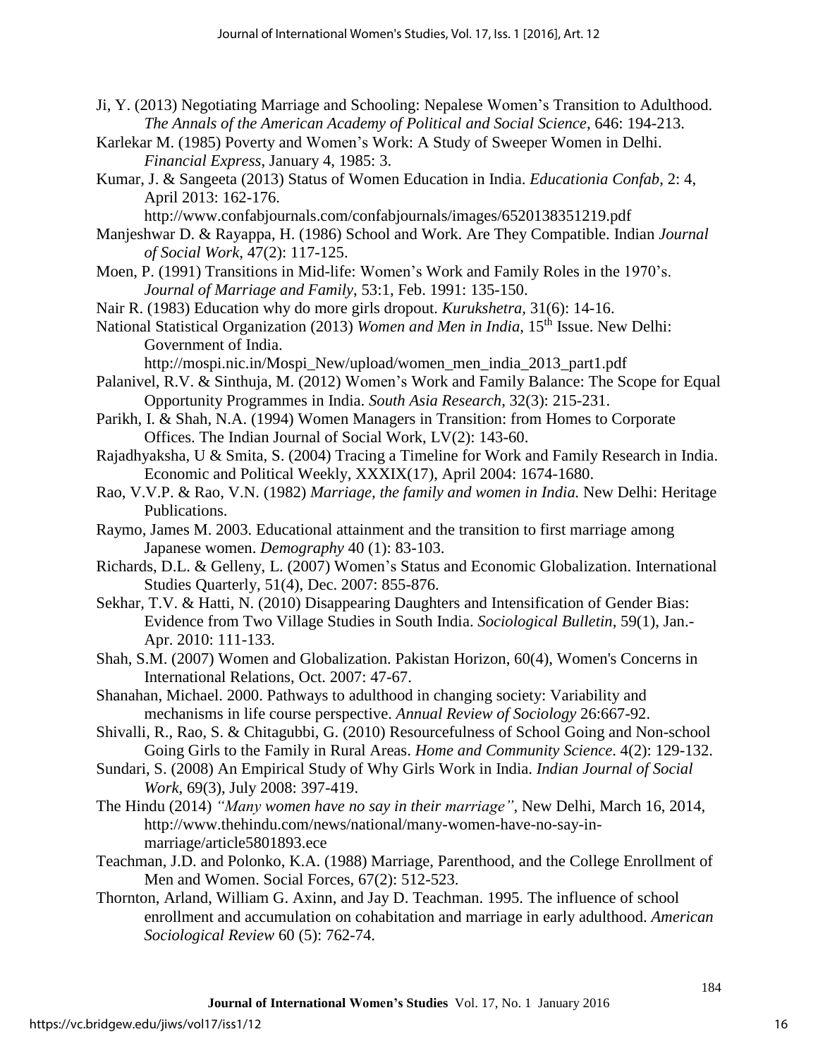Ji, Y. (2013) Negotiating Marriage and Schooling: Nepalese Women's Transition to Adulthood. *The Annals of the American Academy of Political and Social Science*, 646: 194-213.

Karlekar M. (1985) Poverty and Women's Work: A Study of Sweeper Women in Delhi. *Financial Express*, January 4, 1985: 3.

Kumar, J. & Sangeeta (2013) Status of Women Education in India. *Educationia Confab*, 2: 4, April 2013: 162-176. http://www.confabjournals.com/confabjournals/images/6520138351219.pdf

Manjeshwar D. & Rayappa, H. (1986) School and Work. Are They Compatible. Indian *Journal of Social Work*, 47(2): 117-125.

Moen, P. (1991) Transitions in Mid-life: Women's Work and Family Roles in the 1970's. *Journal of Marriage and Family*, 53:1, Feb. 1991: 135-150.

Nair R. (1983) Education why do more girls dropout. *Kurukshetra*, 31(6): 14-16.

National Statistical Organization (2013) *Women and Men in India*, 15th Issue. New Delhi: Government of India. http://mospi.nic.in/Mospi_New/upload/women_men_india_2013_part1.pdf

Palanivel, R.V. & Sinthuja, M. (2012) Women's Work and Family Balance: The Scope for Equal Opportunity Programmes in India. *South Asia Research*, 32(3): 215-231.

Parikh, I. & Shah, N.A. (1994) Women Managers in Transition: from Homes to Corporate Offices. The Indian Journal of Social Work, LV(2): 143-60.

Rajadhyaksha, U & Smita, S. (2004) Tracing a Timeline for Work and Family Research in India. Economic and Political Weekly, XXXIX(17), April 2004: 1674-1680.

Rao, V.V.P. & Rao, V.N. (1982) *Marriage, the family and women in India.* New Delhi: Heritage Publications.

Raymo, James M. 2003. Educational attainment and the transition to first marriage among Japanese women. *Demography* 40 (1): 83-103.

Richards, D.L. & Gelleny, L. (2007) Women's Status and Economic Globalization. International Studies Quarterly, 51(4), Dec. 2007: 855-876.

Sekhar, T.V. & Hatti, N. (2010) Disappearing Daughters and Intensification of Gender Bias: Evidence from Two Village Studies in South India. *Sociological Bulletin*, 59(1), Jan.-Apr. 2010: 111-133.

Shah, S.M. (2007) Women and Globalization. Pakistan Horizon, 60(4), Women's Concerns in International Relations, Oct. 2007: 47-67.

Shanahan, Michael. 2000. Pathways to adulthood in changing society: Variability and mechanisms in life course perspective. *Annual Review of Sociology* 26:667-92.

Shivalli, R., Rao, S. & Chitagubbi, G. (2010) Resourcefulness of School Going and Non-school Going Girls to the Family in Rural Areas. *Home and Community Science*. 4(2): 129-132.

Sundari, S. (2008) An Empirical Study of Why Girls Work in India. *Indian Journal of Social Work*, 69(3), July 2008: 397-419.

The Hindu (2014) *"Many women have no say in their marriage"*, New Delhi, March 16, 2014, http://www.thehindu.com/news/national/many-women-have-no-say-in-marriage/article5801893.ece

Teachman, J.D. and Polonko, K.A. (1988) Marriage, Parenthood, and the College Enrollment of Men and Women. Social Forces, 67(2): 512-523.

Thornton, Arland, William G. Axinn, and Jay D. Teachman. 1995. The influence of school enrollment and accumulation on cohabitation and marriage in early adulthood. *American Sociological Review* 60 (5): 762-74.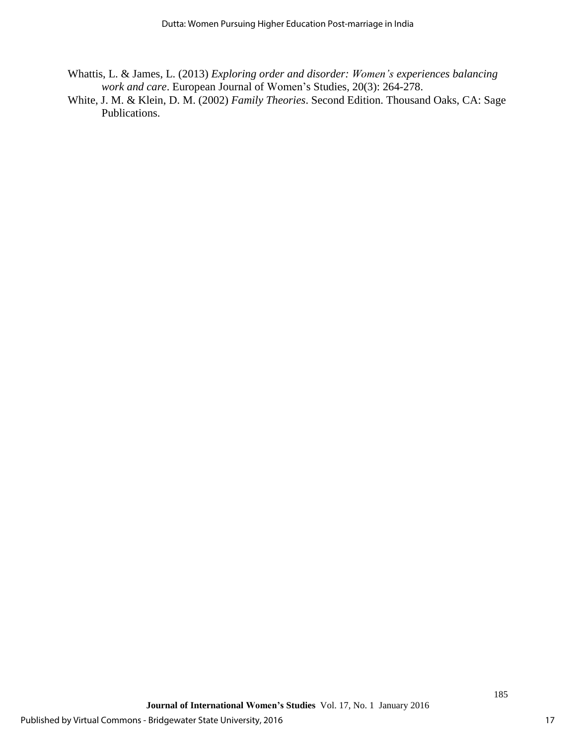Whattis, L. & James, L. (2013) *Exploring order and disorder: Women's experiences balancing work and care*. European Journal of Women's Studies, 20(3): 264-278.

White, J. M. & Klein, D. M. (2002) *Family Theories*. Second Edition. Thousand Oaks, CA: Sage Publications.